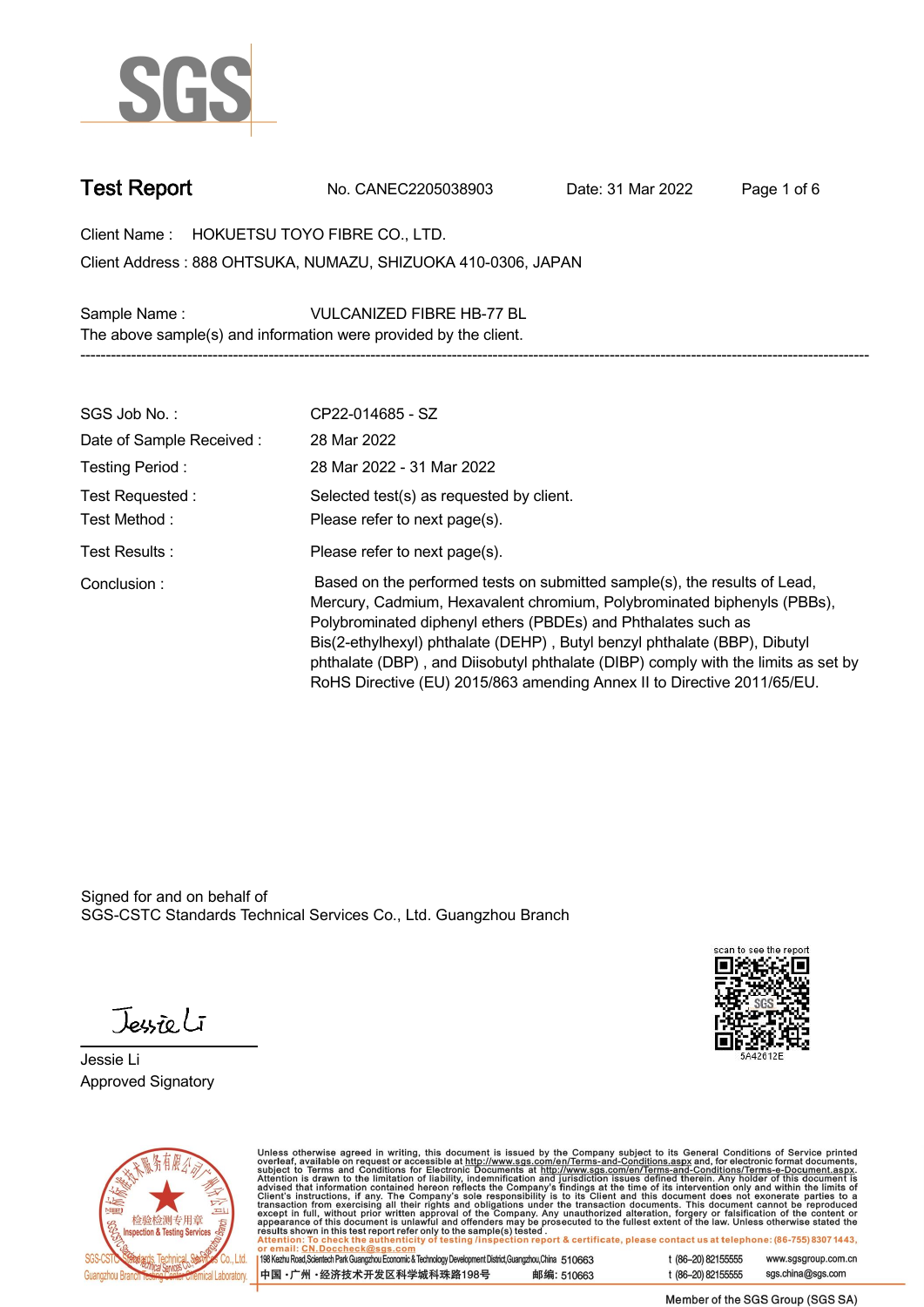SGS

# Test Report

No. CANEC2205038903 Date: 31 Mar 2022

Client Name : HOKUETSU TOYO FIBRE CO., LTD.

Client Address : 888 OHTSUKA, NUMAZU, SHIZUOKA 410-0306, JAPAN

Sample Name : VULCANIZED FIBRE HB-77 BL

The above sample(s) and information were provided by the client.

---

SGS Job No. : CP22-014685 - SZ

Date of Sample Received : 28 Mar 2022

Testing Period : 28 Mar 2022 - 31 Mar 2022

Test Requested : Selected test(s) as requested by client.

Test Method : Please refer to next page(s).

Test Results : Please refer to next page(s).

Conclusion : Based on the performed tests on submitted sample(s), the results of Lead, Mercury, Cadmium, Hexavalent chromium, Polybrominated biphenyls (PBBs), Polybrominated diphenyl ethers (PBDEs) and Phthalates such as Bis(2-ethylhexyl) phthalate (DEHP) , Butyl benzyl phthalate (BBP), Dibutyl phthalate (DBP) , and Diisobutyl phthalate (DIBP) comply with the limits as set by RoHS Directive (EU) 2015/863 amending Annex II to Directive 2011/65/EU.

Signed for and on behalf of
SGS-CSTC Standards Technical Services Co., Ltd. Guangzhou Branch

scan to see the report

5A42612E

Jessie Li
Approved Signatory

Unless otherwise agreed in writing, this document is issued by the Company subject to its General Conditions of Service printed overleaf, available on request or accessible at http://www.sgs.com/en/Terms-and-Conditions.aspx and, for electronic format documents, subject to Terms and Conditions for Electronic Documents at http://www.sgs.com/en/Terms-and-Conditions/Terms-e-Document.aspx. Attention is drawn to the limitation of liability, indemnification and jurisdiction issues defined therein. Any holder of this document is advised that information contained hereon reflects the Company's findings at the time of its intervention only and within the limits of Client's instructions, if any. The Company's sole responsibility is to its Client and this document does not exonerate parties to a transaction from exercising all their rights and obligations under the transaction documents. This document cannot be reproduced except in full, without prior written approval of the Company. Any unauthorized alteration, forgery or falsification of the content or appearance of this document is unlawful and offenders may be prosecuted to the fullest extent of the law. Unless otherwise stated the results shown in this test report refer only to the sample(s) tested.

Attention: To check the authenticity of testing /inspection report & certificate, please contact us at telephone: (86-755) 8307 1443, or email: CN.Doccheck@sgs.com

198 Kezhu Road,Scientech Park Guangzhou Economic & Technology Development District,Guangzhou,China 510663 t (86-20) 82155555 www.sgsgroup.com.cn

中国・广州・经济技术开发区科学城科珠路198号 邮编: 510663 t (86-20) 82155555 sgs.china@sgs.com

Member of the SGS Group (SGS SA)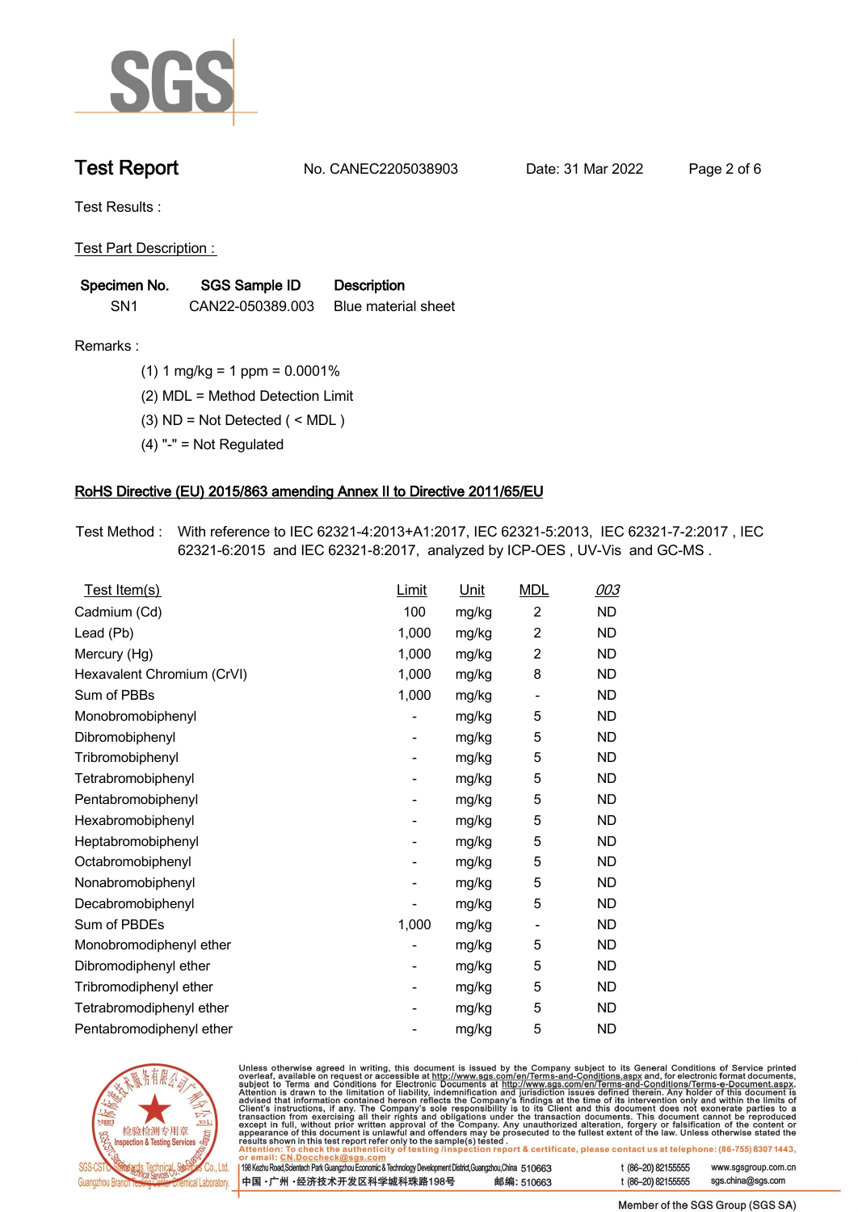# Test Report

No. CANEC2205038903 Date: 31 Mar 2022

Test Results :

Test Part Description :

| Specimen No. | SGS Sample ID | Description |
|---|---|---|
| SN1 | CAN22-050389.003 | Blue material sheet |

Remarks :

(1) 1 mg/kg = 1 ppm = 0.0001%

(2) MDL = Method Detection Limit

(3) ND = Not Detected ( < MDL )

(4) "-" = Not Regulated

## RoHS Directive (EU) 2015/863 amending Annex II to Directive 2011/65/EU

Test Method : With reference to IEC 62321-4:2013+A1:2017, IEC 62321-5:2013, IEC 62321-7-2:2017 , IEC 62321-6:2015 and IEC 62321-8:2017, analyzed by ICP-OES , UV-Vis and GC-MS .

| Test Item(s) | Limit | Unit | MDL | 003 |
|---|---|---|---|---|
| Cadmium (Cd) | 100 | mg/kg | 2 | ND |
| Lead (Pb) | 1,000 | mg/kg | 2 | ND |
| Mercury (Hg) | 1,000 | mg/kg | 2 | ND |
| Hexavalent Chromium (CrVI) | 1,000 | mg/kg | 8 | ND |
| Sum of PBBs | 1,000 | mg/kg | - | ND |
| Monobromobiphenyl | - | mg/kg | 5 | ND |
| Dibromobiphenyl | - | mg/kg | 5 | ND |
| Tribromobiphenyl | - | mg/kg | 5 | ND |
| Tetrabromobiphenyl | - | mg/kg | 5 | ND |
| Pentabromobiphenyl | - | mg/kg | 5 | ND |
| Hexabromobiphenyl | - | mg/kg | 5 | ND |
| Heptabromobiphenyl | - | mg/kg | 5 | ND |
| Octabromobiphenyl | - | mg/kg | 5 | ND |
| Nonabromobiphenyl | - | mg/kg | 5 | ND |
| Decabromobiphenyl | - | mg/kg | 5 | ND |
| Sum of PBDEs | 1,000 | mg/kg | - | ND |
| Monobromodiphenyl ether | - | mg/kg | 5 | ND |
| Dibromodiphenyl ether | - | mg/kg | 5 | ND |
| Tribromodiphenyl ether | - | mg/kg | 5 | ND |
| Tetrabromodiphenyl ether | - | mg/kg | 5 | ND |
| Pentabromodiphenyl ether | - | mg/kg | 5 | ND |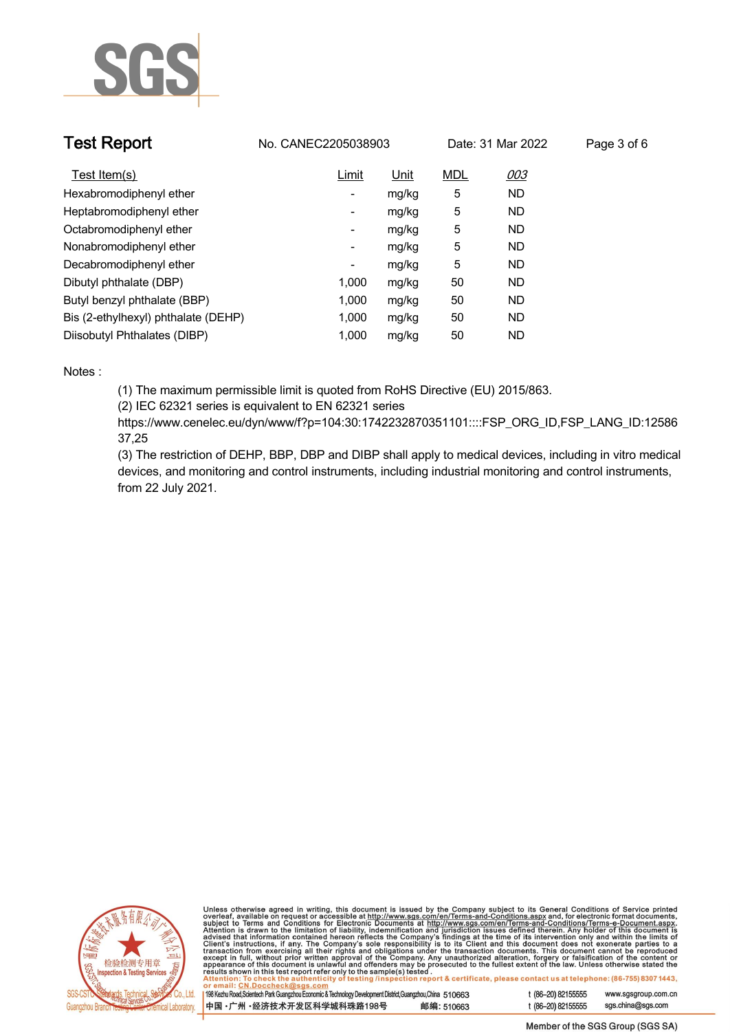# Test Report

No. CANEC2205038903 Date: 31 Mar 2022

| Test Item(s) | Limit | Unit | MDL | 003 |
|---|---|---|---|---|
| Hexabromodiphenyl ether | - | mg/kg | 5 | ND |
| Heptabromodiphenyl ether | - | mg/kg | 5 | ND |
| Octabromodiphenyl ether | - | mg/kg | 5 | ND |
| Nonabromodiphenyl ether | - | mg/kg | 5 | ND |
| Decabromodiphenyl ether | - | mg/kg | 5 | ND |
| Dibutyl phthalate (DBP) | 1,000 | mg/kg | 50 | ND |
| Butyl benzyl phthalate (BBP) | 1,000 | mg/kg | 50 | ND |
| Bis (2-ethylhexyl) phthalate (DEHP) | 1,000 | mg/kg | 50 | ND |
| Diisobutyl Phthalates (DIBP) | 1,000 | mg/kg | 50 | ND |

Notes :

(1) The maximum permissible limit is quoted from RoHS Directive (EU) 2015/863.

(2) IEC 62321 series is equivalent to EN 62321 series https://www.cenelec.eu/dyn/www/f?p=104:30:1742232870351101::::FSP_ORG_ID,FSP_LANG_ID:1258637,25

(3) The restriction of DEHP, BBP, DBP and DIBP shall apply to medical devices, including in vitro medical devices, and monitoring and control instruments, including industrial monitoring and control instruments, from 22 July 2021.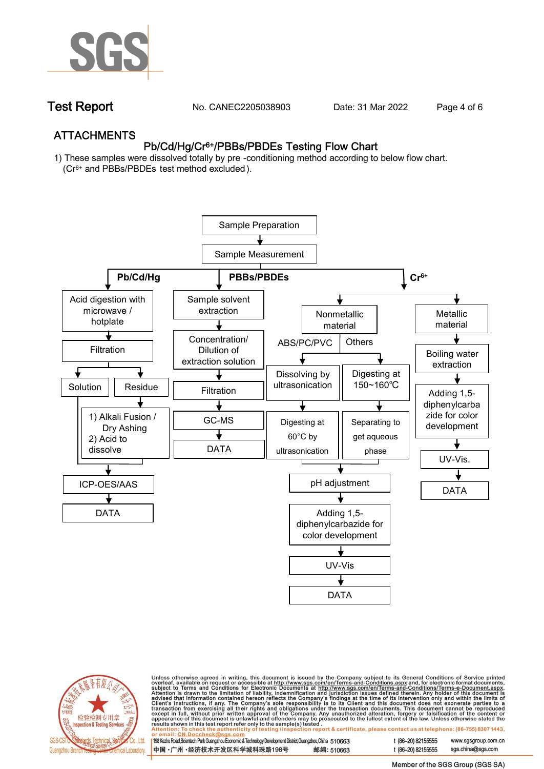## ATTACHMENTS

### Pb/Cd/Hg/$Cr^{6+}$/PBBs/PBDEs Testing Flow Chart

1) These samples were dissolved totally by pre -conditioning method according to below flow chart.
($Cr^{6+}$ and PBBs/PBDEs test method excluded).

Sample Preparation
↓
Sample Measurement

**Pb/Cd/Hg**

- Acid digestion with microwave / hotplate
- ↓ Filtration
- → Solution
- → Residue → 1) Alkali Fusion / Dry Ashing 2) Acid to dissolve
- ↓ ICP-OES/AAS
- ↓ DATA

**PBBs/PBDEs**

- Sample solvent extraction
- ↓ Concentration/ Dilution of extraction solution
- ↓ Filtration
- ↓ GC-MS
- ↓ DATA

**$Cr^{6+}$**

- Nonmetallic material
  - ABS/PC/PVC → Dissolving by ultrasonication → Digesting at 60°C by ultrasonication
  - Others → Digesting at 150~160℃ → Separating to get aqueous phase
  - ↓ pH adjustment
  - ↓ Adding 1,5-diphenylcarbazide for color development
  - ↓ UV-Vis
  - ↓ DATA
- Metallic material
  - ↓ Boiling water extraction
  - ↓ Adding 1,5-diphenylcarbazide for color development
  - ↓ UV-Vis.
  - ↓ DATA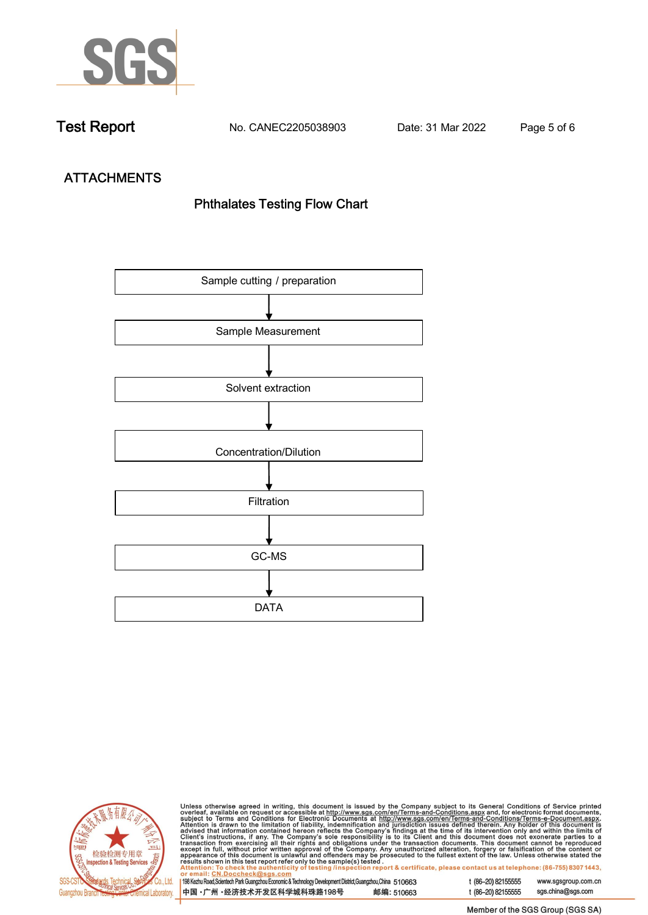## ATTACHMENTS

### Phthalates Testing Flow Chart

Sample cutting / preparation

↓

Sample Measurement

↓

Solvent extraction

↓

Concentration/Dilution

↓

Filtration

↓

GC-MS

↓

DATA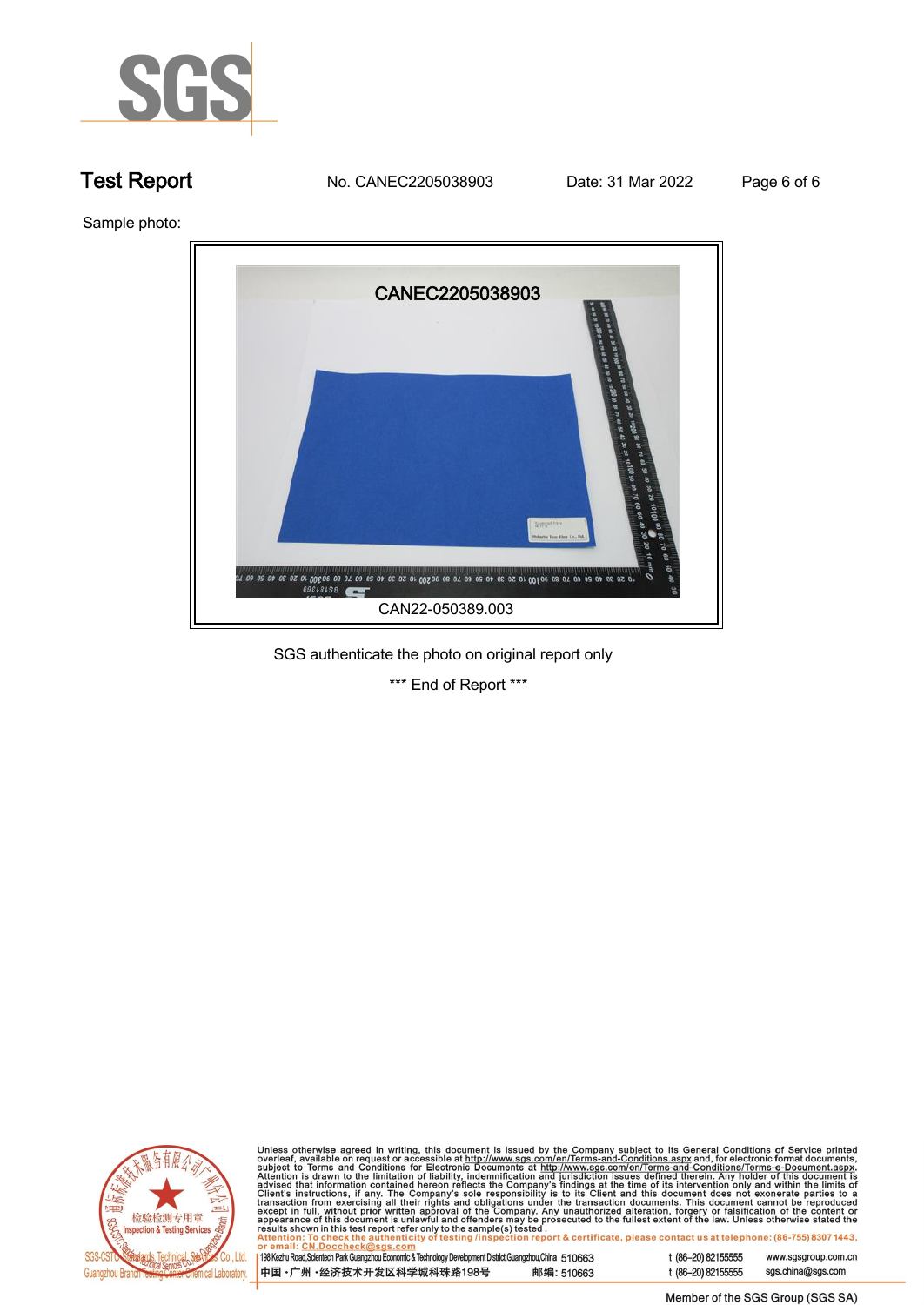# Test Report

No. CANEC2205038903 Date: 31 Mar 2022

Sample photo:

CANEC2205038903

CAN22-050389.003

SGS authenticate the photo on original report only

\*** End of Report \***

Unless otherwise agreed in writing, this document is issued by the Company subject to its General Conditions of Service printed overleaf, available on request or accessible at http://www.sgs.com/en/Terms-and-Conditions.aspx and, for electronic format documents, subject to Terms and Conditions for Electronic Documents at http://www.sgs.com/en/Terms-and-Conditions/Terms-e-Document.aspx. Attention is drawn to the limitation of liability, indemnification and jurisdiction issues defined therein. Any holder of this document is advised that information contained hereon reflects the Company's findings at the time of its intervention only and within the limits of Client's instructions, if any. The Company's sole responsibility is to its Client and this document does not exonerate parties to a transaction from exercising all their rights and obligations under the transaction documents. This document cannot be reproduced except in full, without prior written approval of the Company. Any unauthorized alteration, forgery or falsification of the content or appearance of this document is unlawful and offenders may be prosecuted to the fullest extent of the law. Unless otherwise stated the results shown in this test report refer only to the sample(s) tested.

Attention: To check the authenticity of testing /inspection report & certificate, please contact us at telephone: (86-755) 8307 1443, or email: CN.Doccheck@sgs.com

198 Kezhu Road,Scientech Park Guangzhou Economic & Technology Development District,Guangzhou,China 510663 t (86–20) 82155555 www.sgsgroup.com.cn

中国・广州・经济技术开发区科学城科珠路198号 邮编: 510663 t (86–20) 82155555 sgs.china@sgs.com

Member of the SGS Group (SGS SA)